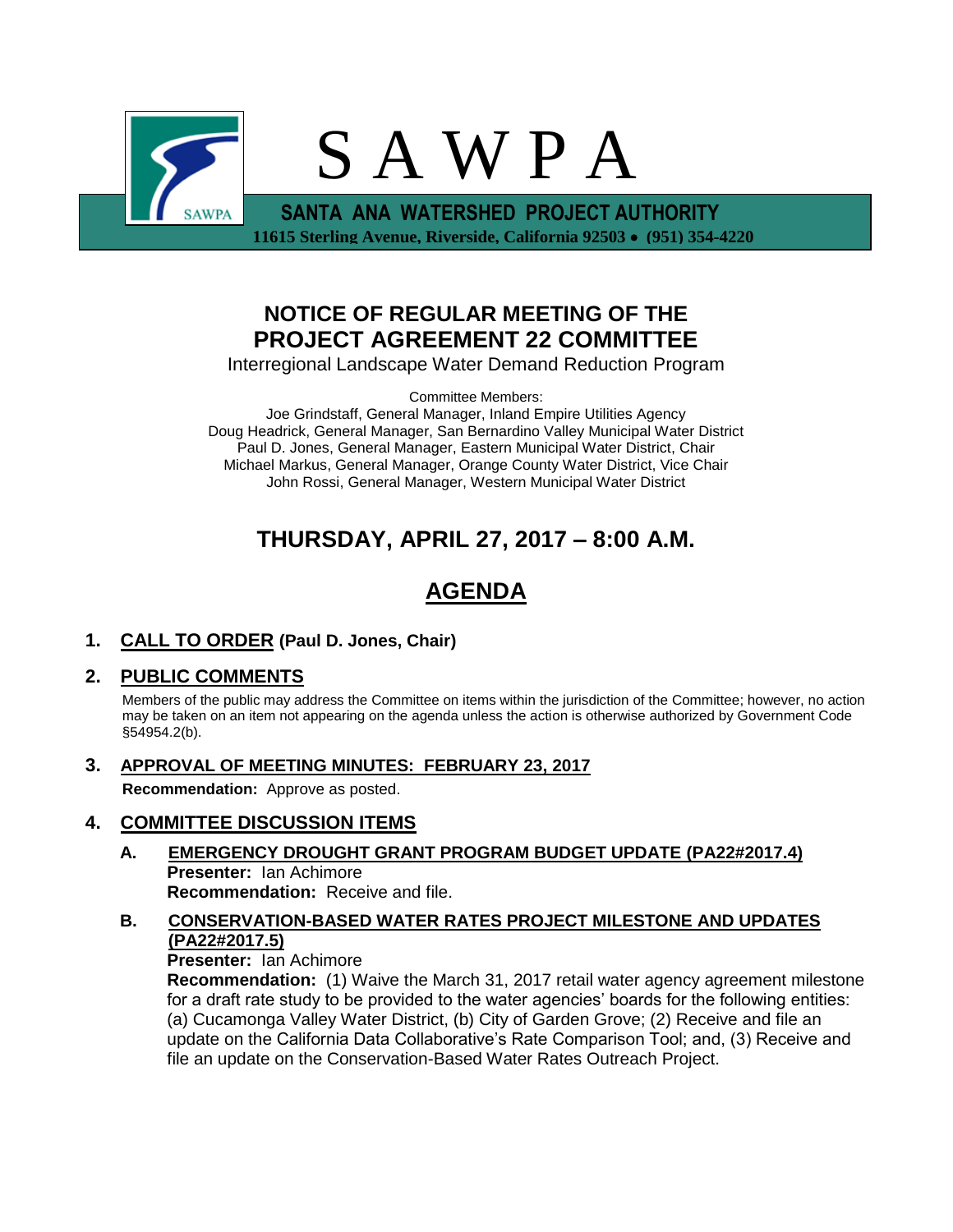# S A W P A

**SANTA ANA WATERSHED PROJECT AUTHORITY**

**11615 Sterling Avenue, Riverside, California 92503 • (951) 354-4220**

## NOTICE OF REGULAR MEETING OF THE PROJECT AGREEMENT 22 COMMITTEE

Interregional Landscape Water Demand Reduction Program

Committee Members:
Joe Grindstaff, General Manager, Inland Empire Utilities Agency
Doug Headrick, General Manager, San Bernardino Valley Municipal Water District
Paul D. Jones, General Manager, Eastern Municipal Water District, Chair
Michael Markus, General Manager, Orange County Water District, Vice Chair
John Rossi, General Manager, Western Municipal Water District

## THURSDAY, APRIL 27, 2017 – 8:00 A.M.

## AGENDA

**1. CALL TO ORDER (Paul D. Jones, Chair)**

**2. PUBLIC COMMENTS**

Members of the public may address the Committee on items within the jurisdiction of the Committee; however, no action may be taken on an item not appearing on the agenda unless the action is otherwise authorized by Government Code §54954.2(b).

**3. APPROVAL OF MEETING MINUTES: FEBRUARY 23, 2017**

**Recommendation:** Approve as posted.

**4. COMMITTEE DISCUSSION ITEMS**

**A. EMERGENCY DROUGHT GRANT PROGRAM BUDGET UPDATE (PA22#2017.4)**
**Presenter:** Ian Achimore
**Recommendation:** Receive and file.

**B. CONSERVATION-BASED WATER RATES PROJECT MILESTONE AND UPDATES (PA22#2017.5)**
**Presenter:** Ian Achimore
**Recommendation:** (1) Waive the March 31, 2017 retail water agency agreement milestone for a draft rate study to be provided to the water agencies' boards for the following entities: (a) Cucamonga Valley Water District, (b) City of Garden Grove; (2) Receive and file an update on the California Data Collaborative's Rate Comparison Tool; and, (3) Receive and file an update on the Conservation-Based Water Rates Outreach Project.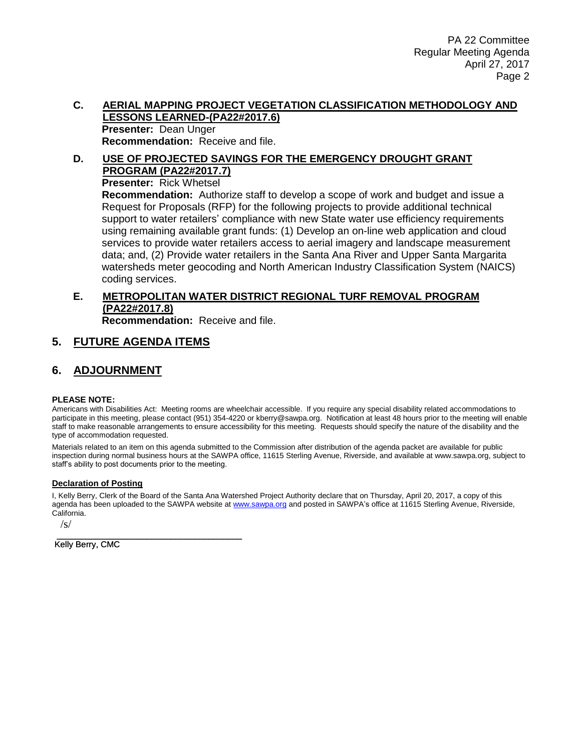**C. AERIAL MAPPING PROJECT VEGETATION CLASSIFICATION METHODOLOGY AND LESSONS LEARNED-(PA22#2017.6)**

**Presenter:** Dean Unger

**Recommendation:** Receive and file.

**D. USE OF PROJECTED SAVINGS FOR THE EMERGENCY DROUGHT GRANT PROGRAM (PA22#2017.7)**

**Presenter:** Rick Whetsel

**Recommendation:** Authorize staff to develop a scope of work and budget and issue a Request for Proposals (RFP) for the following projects to provide additional technical support to water retailers' compliance with new State water use efficiency requirements using remaining available grant funds: (1) Develop an on-line web application and cloud services to provide water retailers access to aerial imagery and landscape measurement data; and, (2) Provide water retailers in the Santa Ana River and Upper Santa Margarita watersheds meter geocoding and North American Industry Classification System (NAICS) coding services.

**E. METROPOLITAN WATER DISTRICT REGIONAL TURF REMOVAL PROGRAM (PA22#2017.8)**

**Recommendation:** Receive and file.

## 5. FUTURE AGENDA ITEMS

## 6. ADJOURNMENT

**PLEASE NOTE:**

Americans with Disabilities Act: Meeting rooms are wheelchair accessible. If you require any special disability related accommodations to participate in this meeting, please contact (951) 354-4220 or kberry@sawpa.org. Notification at least 48 hours prior to the meeting will enable staff to make reasonable arrangements to ensure accessibility for this meeting. Requests should specify the nature of the disability and the type of accommodation requested.

Materials related to an item on this agenda submitted to the Commission after distribution of the agenda packet are available for public inspection during normal business hours at the SAWPA office, 11615 Sterling Avenue, Riverside, and available at www.sawpa.org, subject to staff's ability to post documents prior to the meeting.

**Declaration of Posting**

I, Kelly Berry, Clerk of the Board of the Santa Ana Watershed Project Authority declare that on Thursday, April 20, 2017, a copy of this agenda has been uploaded to the SAWPA website at www.sawpa.org and posted in SAWPA's office at 11615 Sterling Avenue, Riverside, California.

/s/

Kelly Berry, CMC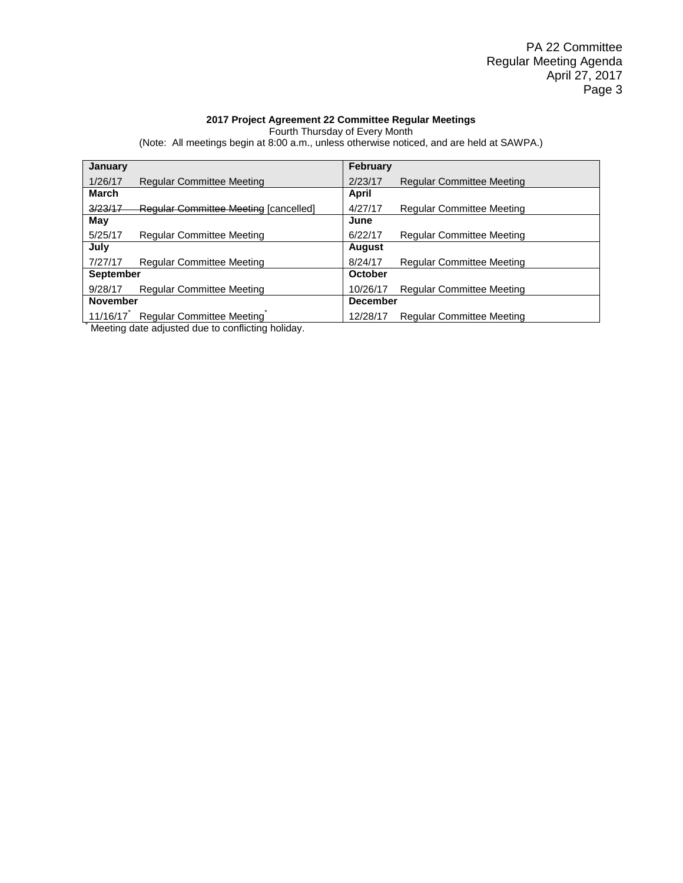**2017 Project Agreement 22 Committee Regular Meetings**

Fourth Thursday of Every Month

(Note: All meetings begin at 8:00 a.m., unless otherwise noticed, and are held at SAWPA.)

| January | | February | |
|---|---|---|---|
| 1/26/17 | Regular Committee Meeting | 2/23/17 | Regular Committee Meeting |
| **March** | | **April** | |
| ~~3/23/17~~ | ~~Regular Committee Meeting~~ [cancelled] | 4/27/17 | Regular Committee Meeting |
| **May** | | **June** | |
| 5/25/17 | Regular Committee Meeting | 6/22/17 | Regular Committee Meeting |
| **July** | | **August** | |
| 7/27/17 | Regular Committee Meeting | 8/24/17 | Regular Committee Meeting |
| **September** | | **October** | |
| 9/28/17 | Regular Committee Meeting | 10/26/17 | Regular Committee Meeting |
| **November** | | **December** | |
| 11/16/17* | Regular Committee Meeting* | 12/28/17 | Regular Committee Meeting |

* Meeting date adjusted due to conflicting holiday.